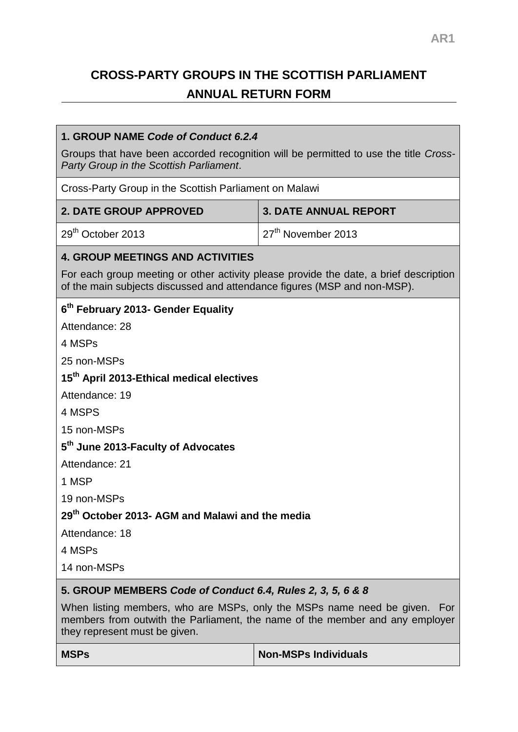# CROSS-PARTY GROUPS IN THE SCOTTISH PARLIAMENT

## ANNUAL RETURN FORM

**1. GROUP NAME** ***Code of Conduct 6.2.4***

Groups that have been accorded recognition will be permitted to use the title *Cross-Party Group in the Scottish Parliament*.

Cross-Party Group in the Scottish Parliament on Malawi

| 2. DATE GROUP APPROVED | 3. DATE ANNUAL REPORT |
|---|---|
| 29th October 2013 | 27th November 2013 |

**4. GROUP MEETINGS AND ACTIVITIES**

For each group meeting or other activity please provide the date, a brief description of the main subjects discussed and attendance figures (MSP and non-MSP).

**6th February 2013- Gender Equality**

Attendance: 28

4 MSPs

25 non-MSPs

**15th April 2013-Ethical medical electives**

Attendance: 19

4 MSPS

15 non-MSPs

**5th June 2013-Faculty of Advocates**

Attendance: 21

1 MSP

19 non-MSPs

**29th October 2013- AGM and Malawi and the media**

Attendance: 18

4 MSPs

14 non-MSPs

**5. GROUP MEMBERS** ***Code of Conduct 6.4, Rules 2, 3, 5, 6 & 8***

When listing members, who are MSPs, only the MSPs name need be given. For members from outwith the Parliament, the name of the member and any employer they represent must be given.

| MSPs | Non-MSPs Individuals |
|---|---|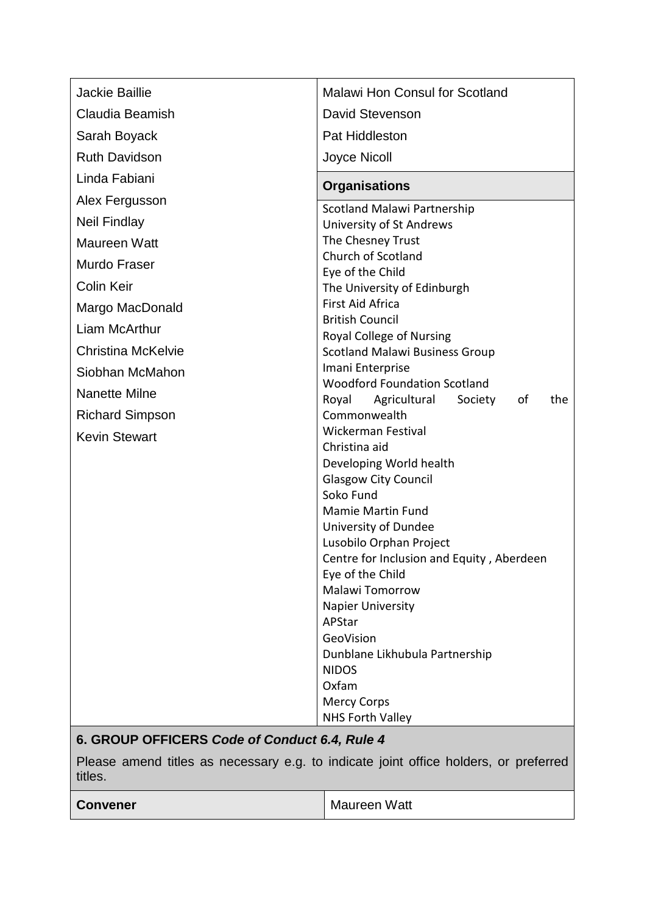| | |
|---|---|
| Jackie Baillie<br>Claudia Beamish<br>Sarah Boyack<br>Ruth Davidson<br>Linda Fabiani<br>Alex Fergusson<br>Neil Findlay<br>Maureen Watt<br>Murdo Fraser<br>Colin Keir<br>Margo MacDonald<br>Liam McArthur<br>Christina McKelvie<br>Siobhan McMahon<br>Nanette Milne<br>Richard Simpson<br>Kevin Stewart | Malawi Hon Consul for Scotland<br>David Stevenson<br>Pat Hiddleston<br>Joyce Nicoll<br>**Organisations**<br>Scotland Malawi Partnership<br>University of St Andrews<br>The Chesney Trust<br>Church of Scotland<br>Eye of the Child<br>The University of Edinburgh<br>First Aid Africa<br>British Council<br>Royal College of Nursing<br>Scotland Malawi Business Group<br>Imani Enterprise<br>Woodford Foundation Scotland<br>Royal Agricultural Society of the Commonwealth<br>Wickerman Festival<br>Christina aid<br>Developing World health<br>Glasgow City Council<br>Soko Fund<br>Mamie Martin Fund<br>University of Dundee<br>Lusobilo Orphan Project<br>Centre for Inclusion and Equity , Aberdeen<br>Eye of the Child<br>Malawi Tomorrow<br>Napier University<br>APStar<br>GeoVision<br>Dunblane Likhubula Partnership<br>NIDOS<br>Oxfam<br>Mercy Corps<br>NHS Forth Valley |

**6. GROUP OFFICERS *Code of Conduct 6.4, Rule 4***

Please amend titles as necessary e.g. to indicate joint office holders, or preferred titles.

| | |
|---|---|
| **Convener** | Maureen Watt |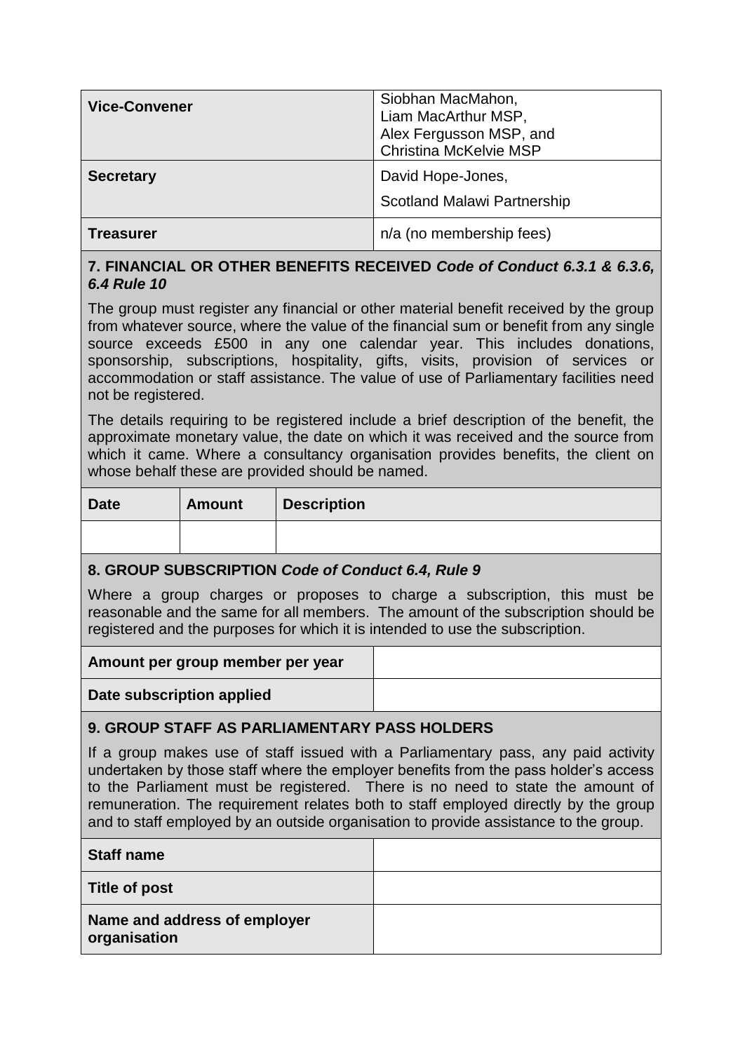| | |
|---|---|
| **Vice-Convener** | Siobhan MacMahon,<br>Liam MacArthur MSP,<br>Alex Fergusson MSP, and<br>Christina McKelvie MSP |
| **Secretary** | David Hope-Jones,<br>Scotland Malawi Partnership |
| **Treasurer** | n/a (no membership fees) |

### 7. FINANCIAL OR OTHER BENEFITS RECEIVED *Code of Conduct 6.3.1 & 6.3.6, 6.4 Rule 10*

The group must register any financial or other material benefit received by the group from whatever source, where the value of the financial sum or benefit from any single source exceeds £500 in any one calendar year. This includes donations, sponsorship, subscriptions, hospitality, gifts, visits, provision of services or accommodation or staff assistance. The value of use of Parliamentary facilities need not be registered.

The details requiring to be registered include a brief description of the benefit, the approximate monetary value, the date on which it was received and the source from which it came. Where a consultancy organisation provides benefits, the client on whose behalf these are provided should be named.

| Date | Amount | Description |
|---|---|---|
| | | |

### 8. GROUP SUBSCRIPTION *Code of Conduct 6.4, Rule 9*

Where a group charges or proposes to charge a subscription, this must be reasonable and the same for all members. The amount of the subscription should be registered and the purposes for which it is intended to use the subscription.

| | |
|---|---|
| **Amount per group member per year** | |
| **Date subscription applied** | |

### 9. GROUP STAFF AS PARLIAMENTARY PASS HOLDERS

If a group makes use of staff issued with a Parliamentary pass, any paid activity undertaken by those staff where the employer benefits from the pass holder's access to the Parliament must be registered. There is no need to state the amount of remuneration. The requirement relates both to staff employed directly by the group and to staff employed by an outside organisation to provide assistance to the group.

| | |
|---|---|
| **Staff name** | |
| **Title of post** | |
| **Name and address of employer organisation** | |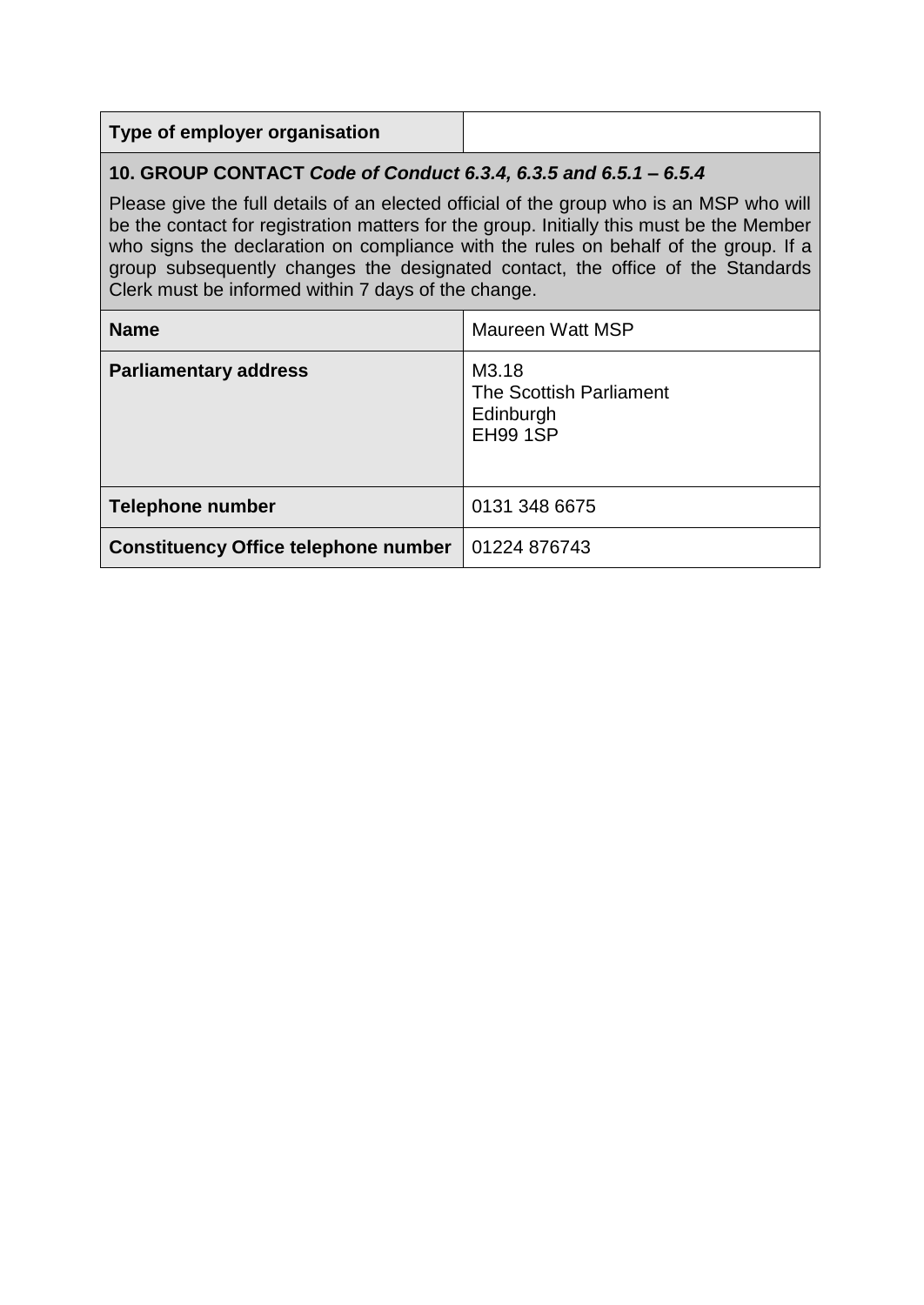| | |
|---|---|
| **Type of employer organisation** | |

**10. GROUP CONTACT *Code of Conduct 6.3.4, 6.3.5 and 6.5.1 – 6.5.4***

Please give the full details of an elected official of the group who is an MSP who will be the contact for registration matters for the group. Initially this must be the Member who signs the declaration on compliance with the rules on behalf of the group. If a group subsequently changes the designated contact, the office of the Standards Clerk must be informed within 7 days of the change.

| | |
|---|---|
| **Name** | Maureen Watt MSP |
| **Parliamentary address** | M3.18<br>The Scottish Parliament<br>Edinburgh<br>EH99 1SP |
| **Telephone number** | 0131 348 6675 |
| **Constituency Office telephone number** | 01224 876743 |